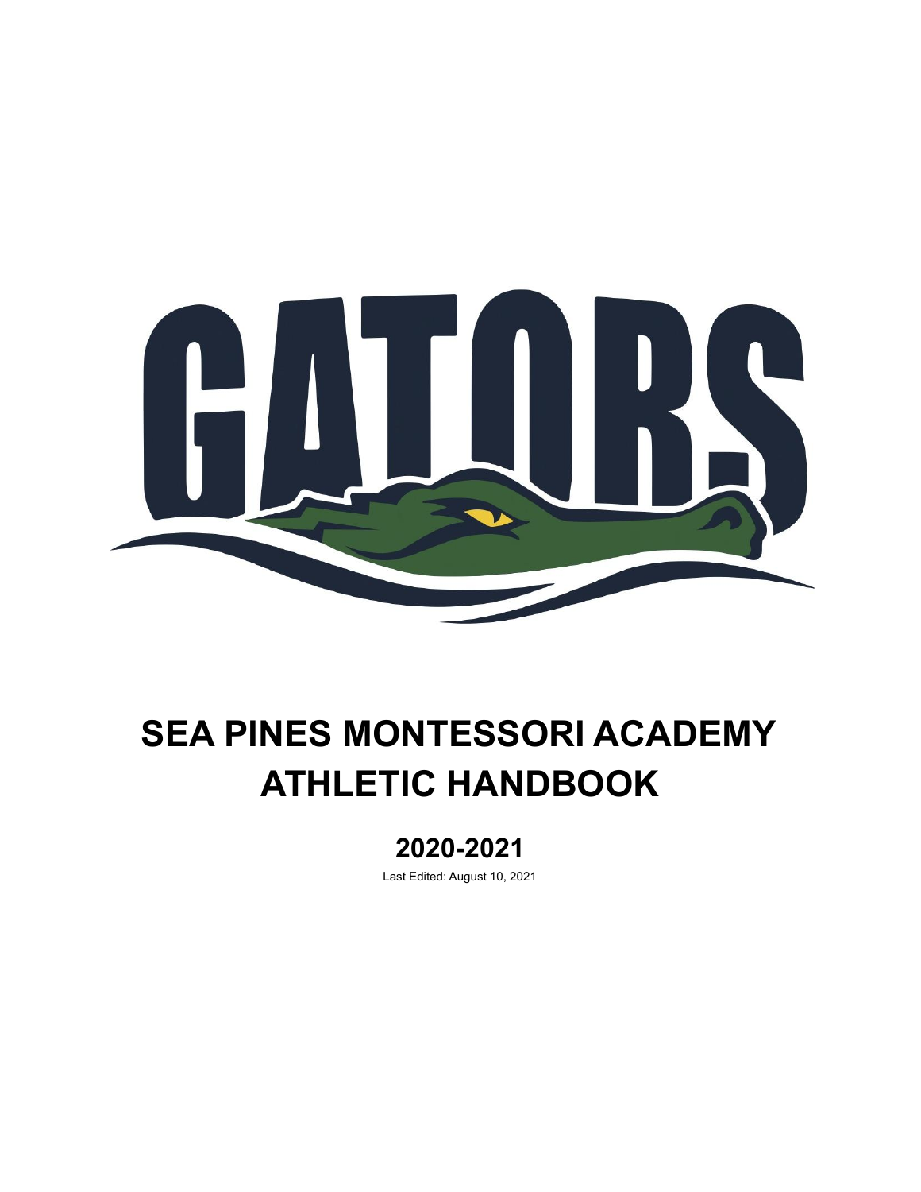# SEA PINES MONTESSORI ACADEMY ATHLETIC HANDBOOK

## 2020-2021

Last Edited: August 10, 2021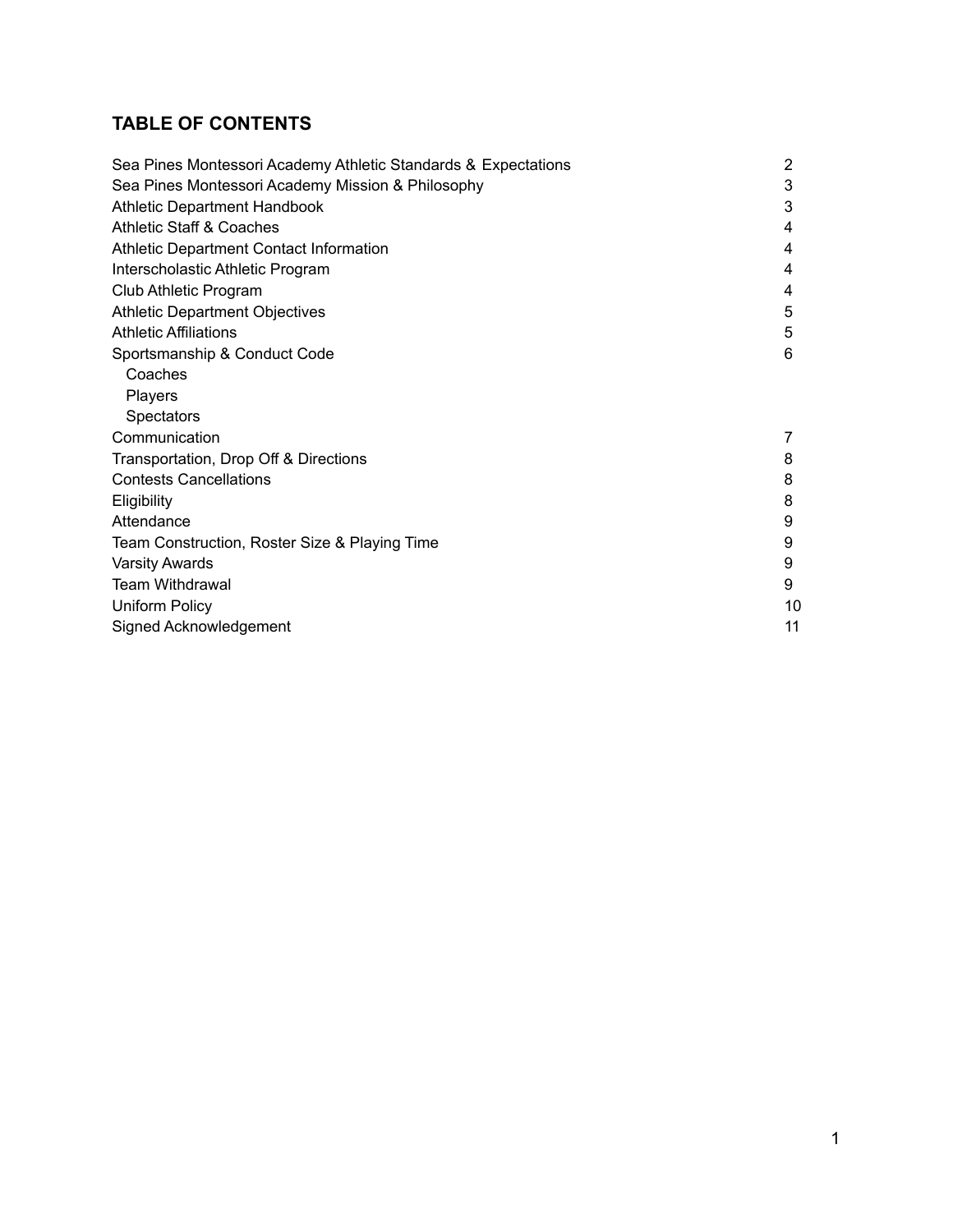## TABLE OF CONTENTS

| Section | Page |
|---|---|
| Sea Pines Montessori Academy Athletic Standards & Expectations | 2 |
| Sea Pines Montessori Academy Mission & Philosophy | 3 |
| Athletic Department Handbook | 3 |
| Athletic Staff & Coaches | 4 |
| Athletic Department Contact Information | 4 |
| Interscholastic Athletic Program | 4 |
| Club Athletic Program | 4 |
| Athletic Department Objectives | 5 |
| Athletic Affiliations | 5 |
| Sportsmanship & Conduct Code | 6 |
| Coaches | |
| Players | |
| Spectators | |
| Communication | 7 |
| Transportation, Drop Off & Directions | 8 |
| Contests Cancellations | 8 |
| Eligibility | 8 |
| Attendance | 9 |
| Team Construction, Roster Size & Playing Time | 9 |
| Varsity Awards | 9 |
| Team Withdrawal | 9 |
| Uniform Policy | 10 |
| Signed Acknowledgement | 11 |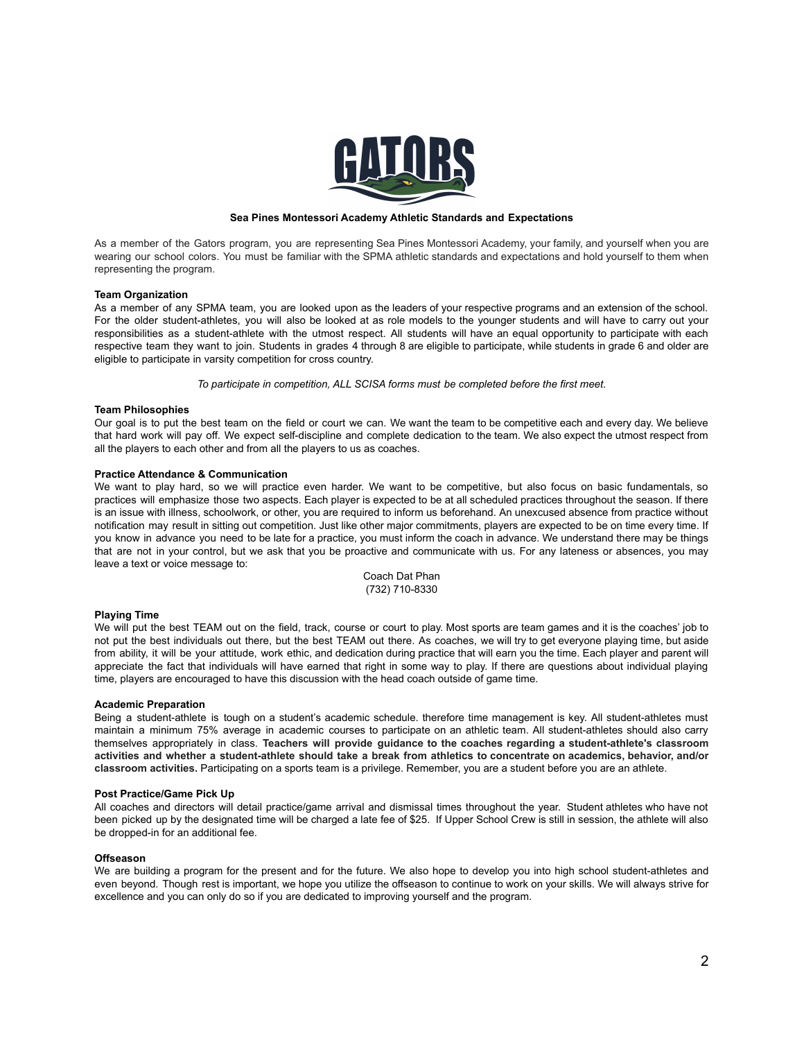**Sea Pines Montessori Academy Athletic Standards and Expectations**

As a member of the Gators program, you are representing Sea Pines Montessori Academy, your family, and yourself when you are wearing our school colors. You must be familiar with the SPMA athletic standards and expectations and hold yourself to them when representing the program.

**Team Organization**

As a member of any SPMA team, you are looked upon as the leaders of your respective programs and an extension of the school. For the older student-athletes, you will also be looked at as role models to the younger students and will have to carry out your responsibilities as a student-athlete with the utmost respect. All students will have an equal opportunity to participate with each respective team they want to join. Students in grades 4 through 8 are eligible to participate, while students in grade 6 and older are eligible to participate in varsity competition for cross country.

*To participate in competition, ALL SCISA forms must be completed before the first meet.*

**Team Philosophies**

Our goal is to put the best team on the field or court we can. We want the team to be competitive each and every day. We believe that hard work will pay off. We expect self-discipline and complete dedication to the team. We also expect the utmost respect from all the players to each other and from all the players to us as coaches.

**Practice Attendance & Communication**

We want to play hard, so we will practice even harder. We want to be competitive, but also focus on basic fundamentals, so practices will emphasize those two aspects. Each player is expected to be at all scheduled practices throughout the season. If there is an issue with illness, schoolwork, or other, you are required to inform us beforehand. An unexcused absence from practice without notification may result in sitting out competition. Just like other major commitments, players are expected to be on time every time. If you know in advance you need to be late for a practice, you must inform the coach in advance. We understand there may be things that are not in your control, but we ask that you be proactive and communicate with us. For any lateness or absences, you may leave a text or voice message to:

Coach Dat Phan
(732) 710-8330

**Playing Time**

We will put the best TEAM out on the field, track, course or court to play. Most sports are team games and it is the coaches' job to not put the best individuals out there, but the best TEAM out there. As coaches, we will try to get everyone playing time, but aside from ability, it will be your attitude, work ethic, and dedication during practice that will earn you the time. Each player and parent will appreciate the fact that individuals will have earned that right in some way to play. If there are questions about individual playing time, players are encouraged to have this discussion with the head coach outside of game time.

**Academic Preparation**

Being a student-athlete is tough on a student's academic schedule. therefore time management is key. All student-athletes must maintain a minimum 75% average in academic courses to participate on an athletic team. All student-athletes should also carry themselves appropriately in class. **Teachers will provide guidance to the coaches regarding a student-athlete's classroom activities and whether a student-athlete should take a break from athletics to concentrate on academics, behavior, and/or classroom activities.** Participating on a sports team is a privilege. Remember, you are a student before you are an athlete.

**Post Practice/Game Pick Up**

All coaches and directors will detail practice/game arrival and dismissal times throughout the year. Student athletes who have not been picked up by the designated time will be charged a late fee of $25. If Upper School Crew is still in session, the athlete will also be dropped-in for an additional fee.

**Offseason**

We are building a program for the present and for the future. We also hope to develop you into high school student-athletes and even beyond. Though rest is important, we hope you utilize the offseason to continue to work on your skills. We will always strive for excellence and you can only do so if you are dedicated to improving yourself and the program.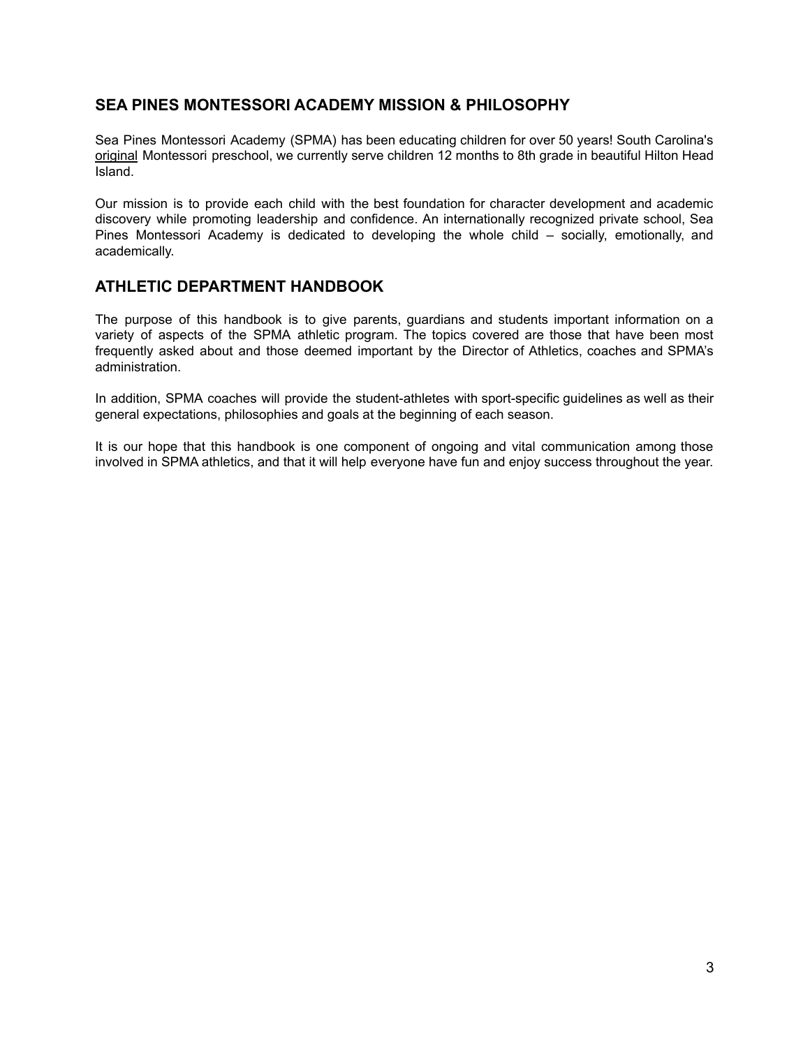## SEA PINES MONTESSORI ACADEMY MISSION & PHILOSOPHY

Sea Pines Montessori Academy (SPMA) has been educating children for over 50 years! South Carolina's <u>original</u> Montessori preschool, we currently serve children 12 months to 8th grade in beautiful Hilton Head Island.

Our mission is to provide each child with the best foundation for character development and academic discovery while promoting leadership and confidence. An internationally recognized private school, Sea Pines Montessori Academy is dedicated to developing the whole child – socially, emotionally, and academically.

## ATHLETIC DEPARTMENT HANDBOOK

The purpose of this handbook is to give parents, guardians and students important information on a variety of aspects of the SPMA athletic program. The topics covered are those that have been most frequently asked about and those deemed important by the Director of Athletics, coaches and SPMA's administration.

In addition, SPMA coaches will provide the student-athletes with sport-specific guidelines as well as their general expectations, philosophies and goals at the beginning of each season.

It is our hope that this handbook is one component of ongoing and vital communication among those involved in SPMA athletics, and that it will help everyone have fun and enjoy success throughout the year.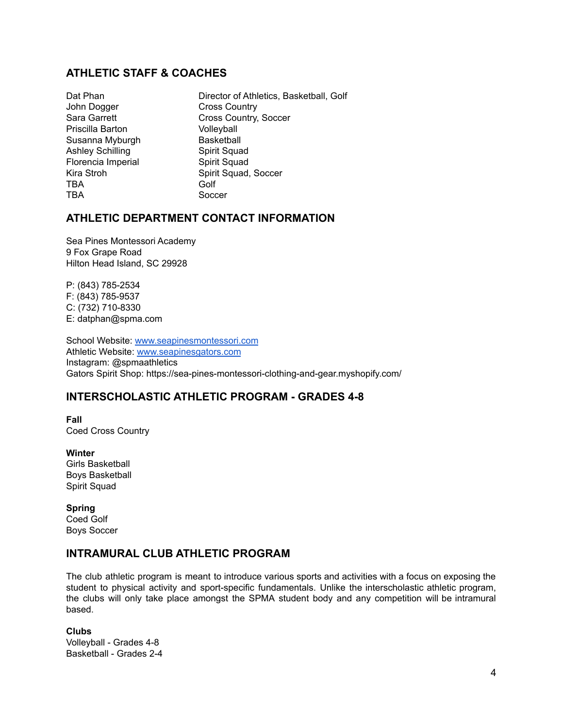## ATHLETIC STAFF & COACHES

| | |
|---|---|
| Dat Phan | Director of Athletics, Basketball, Golf |
| John Dogger | Cross Country |
| Sara Garrett | Cross Country, Soccer |
| Priscilla Barton | Volleyball |
| Susanna Myburgh | Basketball |
| Ashley Schilling | Spirit Squad |
| Florencia Imperial | Spirit Squad |
| Kira Stroh | Spirit Squad, Soccer |
| TBA | Golf |
| TBA | Soccer |

## ATHLETIC DEPARTMENT CONTACT INFORMATION

Sea Pines Montessori Academy
9 Fox Grape Road
Hilton Head Island, SC 29928

P: (843) 785-2534
F: (843) 785-9537
C: (732) 710-8330
E: datphan@spma.com

School Website: [www.seapinesmontessori.com](http://www.seapinesmontessori.com)
Athletic Website: [www.seapinesgators.com](http://www.seapinesgators.com)
Instagram: @spmaathletics
Gators Spirit Shop: https://sea-pines-montessori-clothing-and-gear.myshopify.com/

## INTERSCHOLASTIC ATHLETIC PROGRAM - GRADES 4-8

**Fall**
Coed Cross Country

**Winter**
Girls Basketball
Boys Basketball
Spirit Squad

**Spring**
Coed Golf
Boys Soccer

## INTRAMURAL CLUB ATHLETIC PROGRAM

The club athletic program is meant to introduce various sports and activities with a focus on exposing the student to physical activity and sport-specific fundamentals. Unlike the interscholastic athletic program, the clubs will only take place amongst the SPMA student body and any competition will be intramural based.

**Clubs**
Volleyball - Grades 4-8
Basketball - Grades 2-4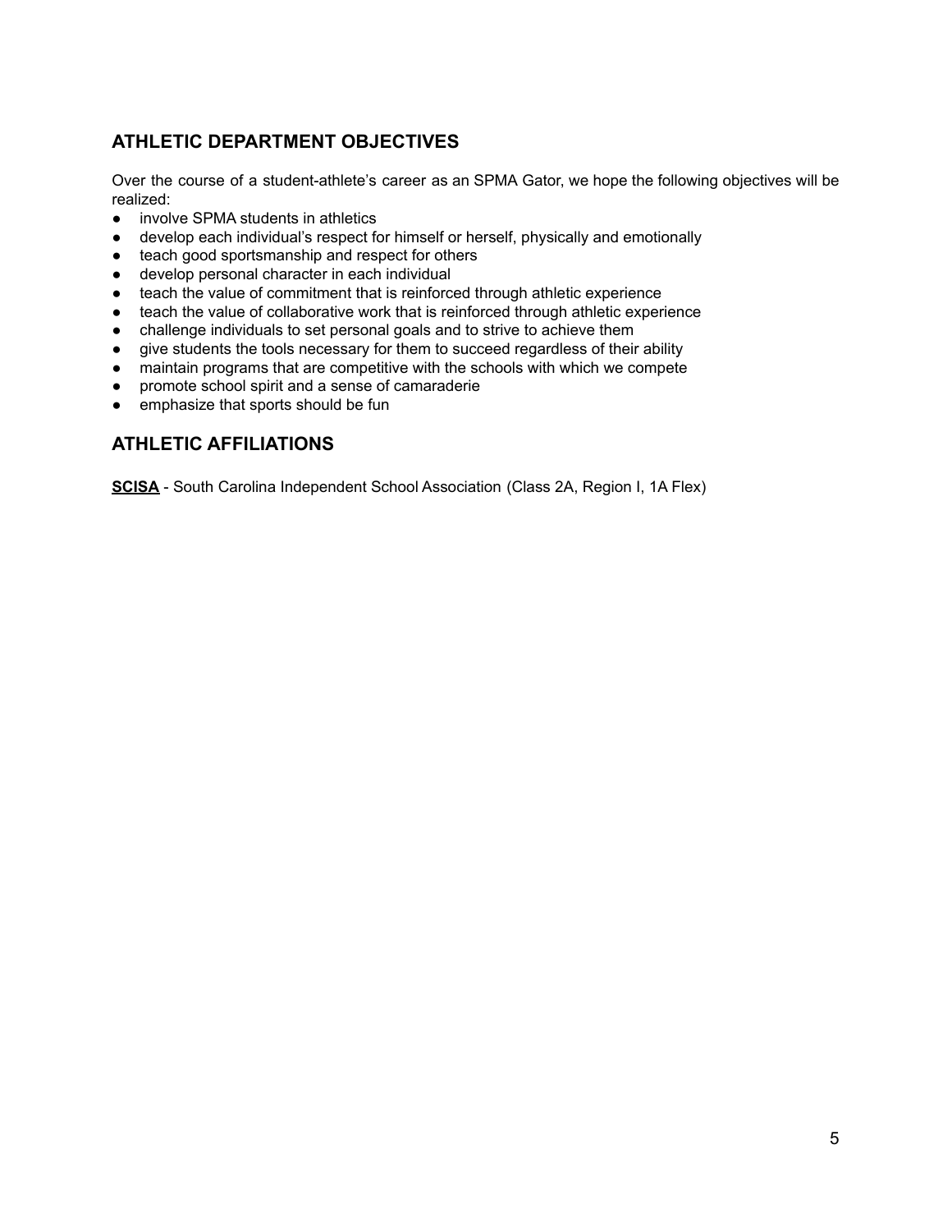## ATHLETIC DEPARTMENT OBJECTIVES

Over the course of a student-athlete's career as an SPMA Gator, we hope the following objectives will be realized:

- involve SPMA students in athletics
- develop each individual's respect for himself or herself, physically and emotionally
- teach good sportsmanship and respect for others
- develop personal character in each individual
- teach the value of commitment that is reinforced through athletic experience
- teach the value of collaborative work that is reinforced through athletic experience
- challenge individuals to set personal goals and to strive to achieve them
- give students the tools necessary for them to succeed regardless of their ability
- maintain programs that are competitive with the schools with which we compete
- promote school spirit and a sense of camaraderie
- emphasize that sports should be fun

## ATHLETIC AFFILIATIONS

**SCISA** - South Carolina Independent School Association (Class 2A, Region I, 1A Flex)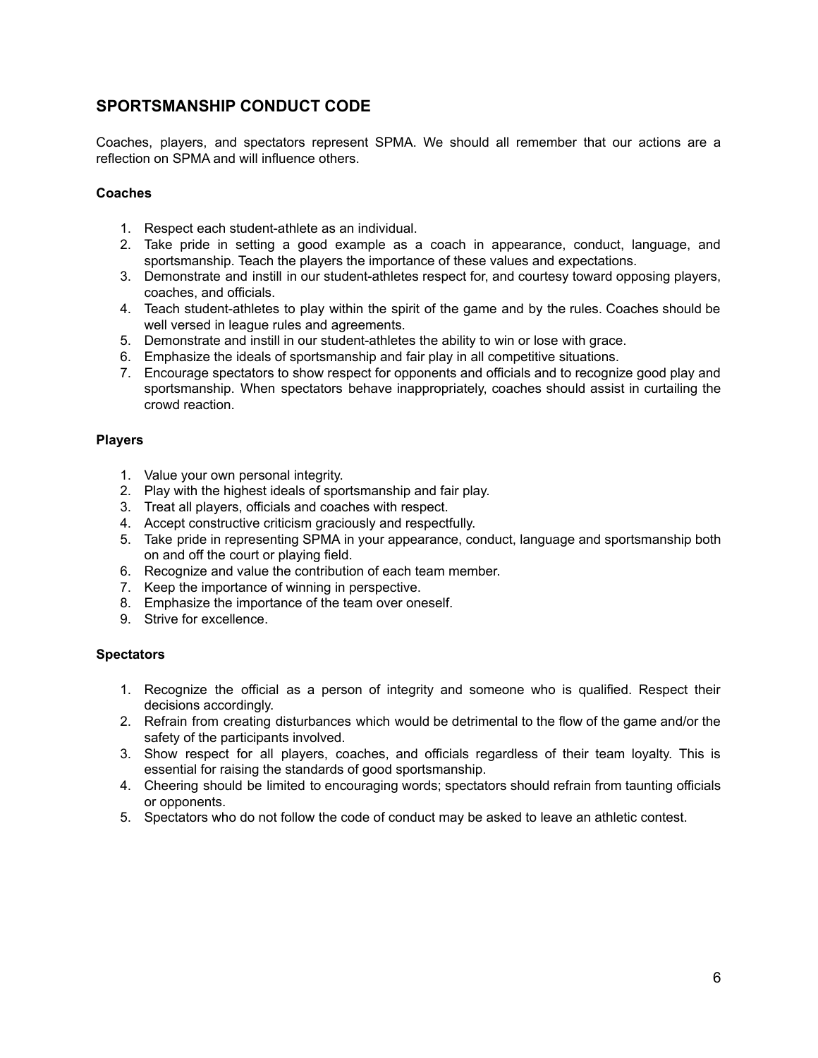## SPORTSMANSHIP CONDUCT CODE

Coaches, players, and spectators represent SPMA. We should all remember that our actions are a reflection on SPMA and will influence others.

### Coaches

1. Respect each student-athlete as an individual.
2. Take pride in setting a good example as a coach in appearance, conduct, language, and sportsmanship. Teach the players the importance of these values and expectations.
3. Demonstrate and instill in our student-athletes respect for, and courtesy toward opposing players, coaches, and officials.
4. Teach student-athletes to play within the spirit of the game and by the rules. Coaches should be well versed in league rules and agreements.
5. Demonstrate and instill in our student-athletes the ability to win or lose with grace.
6. Emphasize the ideals of sportsmanship and fair play in all competitive situations.
7. Encourage spectators to show respect for opponents and officials and to recognize good play and sportsmanship. When spectators behave inappropriately, coaches should assist in curtailing the crowd reaction.

### Players

1. Value your own personal integrity.
2. Play with the highest ideals of sportsmanship and fair play.
3. Treat all players, officials and coaches with respect.
4. Accept constructive criticism graciously and respectfully.
5. Take pride in representing SPMA in your appearance, conduct, language and sportsmanship both on and off the court or playing field.
6. Recognize and value the contribution of each team member.
7. Keep the importance of winning in perspective.
8. Emphasize the importance of the team over oneself.
9. Strive for excellence.

### Spectators

1. Recognize the official as a person of integrity and someone who is qualified. Respect their decisions accordingly.
2. Refrain from creating disturbances which would be detrimental to the flow of the game and/or the safety of the participants involved.
3. Show respect for all players, coaches, and officials regardless of their team loyalty. This is essential for raising the standards of good sportsmanship.
4. Cheering should be limited to encouraging words; spectators should refrain from taunting officials or opponents.
5. Spectators who do not follow the code of conduct may be asked to leave an athletic contest.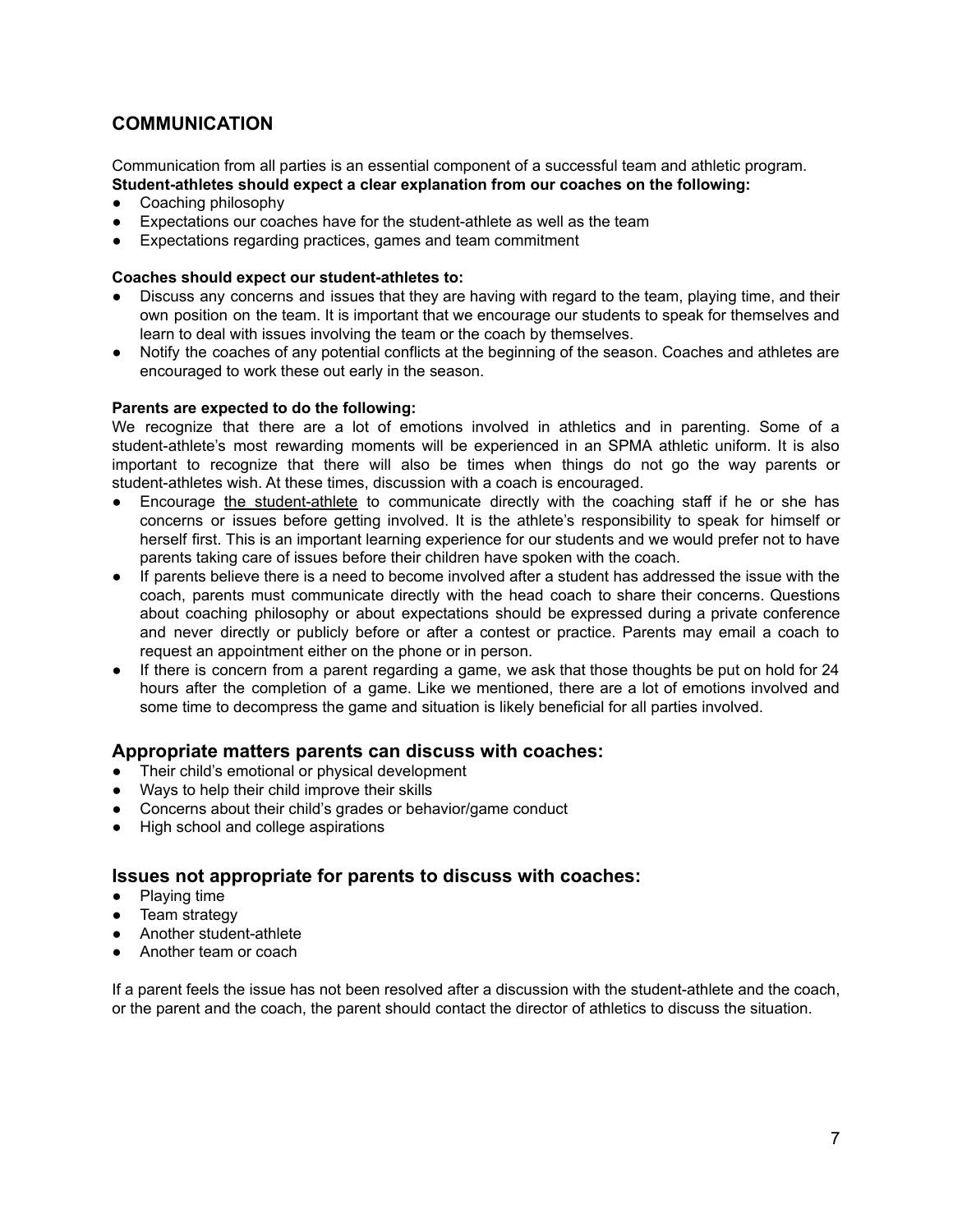## COMMUNICATION

Communication from all parties is an essential component of a successful team and athletic program.

**Student-athletes should expect a clear explanation from our coaches on the following:**

- Coaching philosophy
- Expectations our coaches have for the student-athlete as well as the team
- Expectations regarding practices, games and team commitment

**Coaches should expect our student-athletes to:**

- Discuss any concerns and issues that they are having with regard to the team, playing time, and their own position on the team. It is important that we encourage our students to speak for themselves and learn to deal with issues involving the team or the coach by themselves.
- Notify the coaches of any potential conflicts at the beginning of the season. Coaches and athletes are encouraged to work these out early in the season.

**Parents are expected to do the following:**

We recognize that there are a lot of emotions involved in athletics and in parenting. Some of a student-athlete's most rewarding moments will be experienced in an SPMA athletic uniform. It is also important to recognize that there will also be times when things do not go the way parents or student-athletes wish. At these times, discussion with a coach is encouraged.

- Encourage <u>the student-athlete</u> to communicate directly with the coaching staff if he or she has concerns or issues before getting involved. It is the athlete's responsibility to speak for himself or herself first. This is an important learning experience for our students and we would prefer not to have parents taking care of issues before their children have spoken with the coach.
- If parents believe there is a need to become involved after a student has addressed the issue with the coach, parents must communicate directly with the head coach to share their concerns. Questions about coaching philosophy or about expectations should be expressed during a private conference and never directly or publicly before or after a contest or practice. Parents may email a coach to request an appointment either on the phone or in person.
- If there is concern from a parent regarding a game, we ask that those thoughts be put on hold for 24 hours after the completion of a game. Like we mentioned, there are a lot of emotions involved and some time to decompress the game and situation is likely beneficial for all parties involved.

### Appropriate matters parents can discuss with coaches:

- Their child's emotional or physical development
- Ways to help their child improve their skills
- Concerns about their child's grades or behavior/game conduct
- High school and college aspirations

### Issues not appropriate for parents to discuss with coaches:

- Playing time
- Team strategy
- Another student-athlete
- Another team or coach

If a parent feels the issue has not been resolved after a discussion with the student-athlete and the coach, or the parent and the coach, the parent should contact the director of athletics to discuss the situation.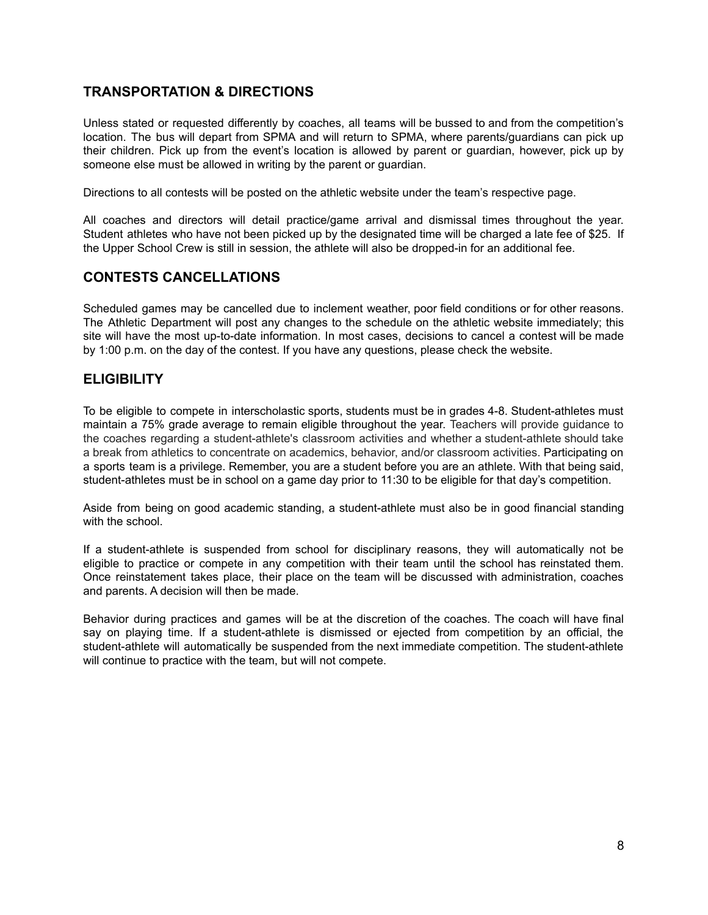## TRANSPORTATION & DIRECTIONS

Unless stated or requested differently by coaches, all teams will be bussed to and from the competition's location. The bus will depart from SPMA and will return to SPMA, where parents/guardians can pick up their children. Pick up from the event's location is allowed by parent or guardian, however, pick up by someone else must be allowed in writing by the parent or guardian.

Directions to all contests will be posted on the athletic website under the team's respective page.

All coaches and directors will detail practice/game arrival and dismissal times throughout the year. Student athletes who have not been picked up by the designated time will be charged a late fee of $25. If the Upper School Crew is still in session, the athlete will also be dropped-in for an additional fee.

## CONTESTS CANCELLATIONS

Scheduled games may be cancelled due to inclement weather, poor field conditions or for other reasons. The Athletic Department will post any changes to the schedule on the athletic website immediately; this site will have the most up-to-date information. In most cases, decisions to cancel a contest will be made by 1:00 p.m. on the day of the contest. If you have any questions, please check the website.

## ELIGIBILITY

To be eligible to compete in interscholastic sports, students must be in grades 4-8. Student-athletes must maintain a 75% grade average to remain eligible throughout the year. Teachers will provide guidance to the coaches regarding a student-athlete's classroom activities and whether a student-athlete should take a break from athletics to concentrate on academics, behavior, and/or classroom activities. Participating on a sports team is a privilege. Remember, you are a student before you are an athlete. With that being said, student-athletes must be in school on a game day prior to 11:30 to be eligible for that day's competition.

Aside from being on good academic standing, a student-athlete must also be in good financial standing with the school.

If a student-athlete is suspended from school for disciplinary reasons, they will automatically not be eligible to practice or compete in any competition with their team until the school has reinstated them. Once reinstatement takes place, their place on the team will be discussed with administration, coaches and parents. A decision will then be made.

Behavior during practices and games will be at the discretion of the coaches. The coach will have final say on playing time. If a student-athlete is dismissed or ejected from competition by an official, the student-athlete will automatically be suspended from the next immediate competition. The student-athlete will continue to practice with the team, but will not compete.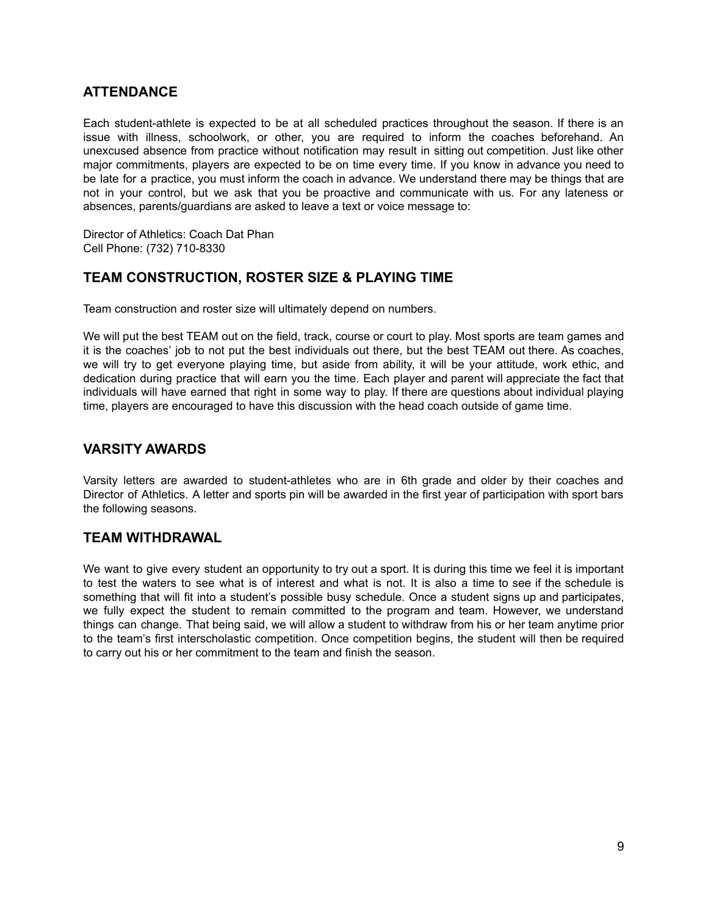## ATTENDANCE

Each student-athlete is expected to be at all scheduled practices throughout the season. If there is an issue with illness, schoolwork, or other, you are required to inform the coaches beforehand. An unexcused absence from practice without notification may result in sitting out competition. Just like other major commitments, players are expected to be on time every time. If you know in advance you need to be late for a practice, you must inform the coach in advance. We understand there may be things that are not in your control, but we ask that you be proactive and communicate with us. For any lateness or absences, parents/guardians are asked to leave a text or voice message to:

Director of Athletics: Coach Dat Phan
Cell Phone: (732) 710-8330

## TEAM CONSTRUCTION, ROSTER SIZE & PLAYING TIME

Team construction and roster size will ultimately depend on numbers.

We will put the best TEAM out on the field, track, course or court to play. Most sports are team games and it is the coaches' job to not put the best individuals out there, but the best TEAM out there. As coaches, we will try to get everyone playing time, but aside from ability, it will be your attitude, work ethic, and dedication during practice that will earn you the time. Each player and parent will appreciate the fact that individuals will have earned that right in some way to play. If there are questions about individual playing time, players are encouraged to have this discussion with the head coach outside of game time.

## VARSITY AWARDS

Varsity letters are awarded to student-athletes who are in 6th grade and older by their coaches and Director of Athletics. A letter and sports pin will be awarded in the first year of participation with sport bars the following seasons.

## TEAM WITHDRAWAL

We want to give every student an opportunity to try out a sport. It is during this time we feel it is important to test the waters to see what is of interest and what is not. It is also a time to see if the schedule is something that will fit into a student's possible busy schedule. Once a student signs up and participates, we fully expect the student to remain committed to the program and team. However, we understand things can change. That being said, we will allow a student to withdraw from his or her team anytime prior to the team's first interscholastic competition. Once competition begins, the student will then be required to carry out his or her commitment to the team and finish the season.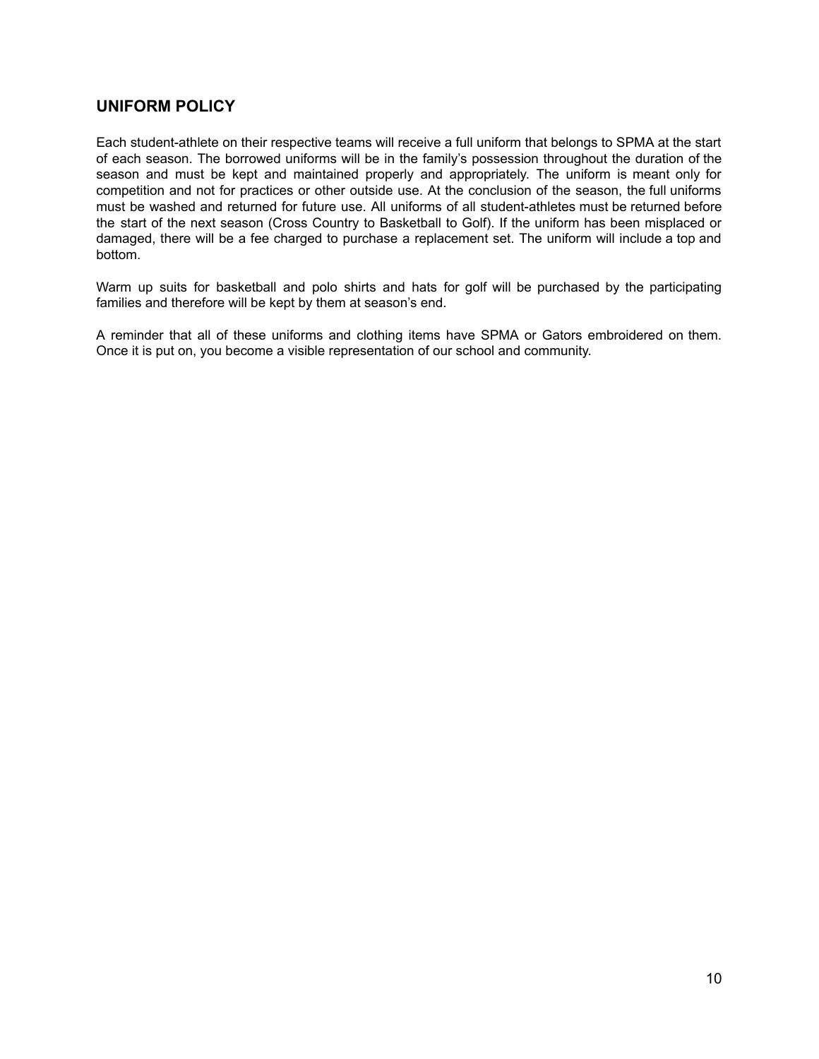## UNIFORM POLICY

Each student-athlete on their respective teams will receive a full uniform that belongs to SPMA at the start of each season. The borrowed uniforms will be in the family's possession throughout the duration of the season and must be kept and maintained properly and appropriately. The uniform is meant only for competition and not for practices or other outside use. At the conclusion of the season, the full uniforms must be washed and returned for future use. All uniforms of all student-athletes must be returned before the start of the next season (Cross Country to Basketball to Golf). If the uniform has been misplaced or damaged, there will be a fee charged to purchase a replacement set. The uniform will include a top and bottom.

Warm up suits for basketball and polo shirts and hats for golf will be purchased by the participating families and therefore will be kept by them at season's end.

A reminder that all of these uniforms and clothing items have SPMA or Gators embroidered on them. Once it is put on, you become a visible representation of our school and community.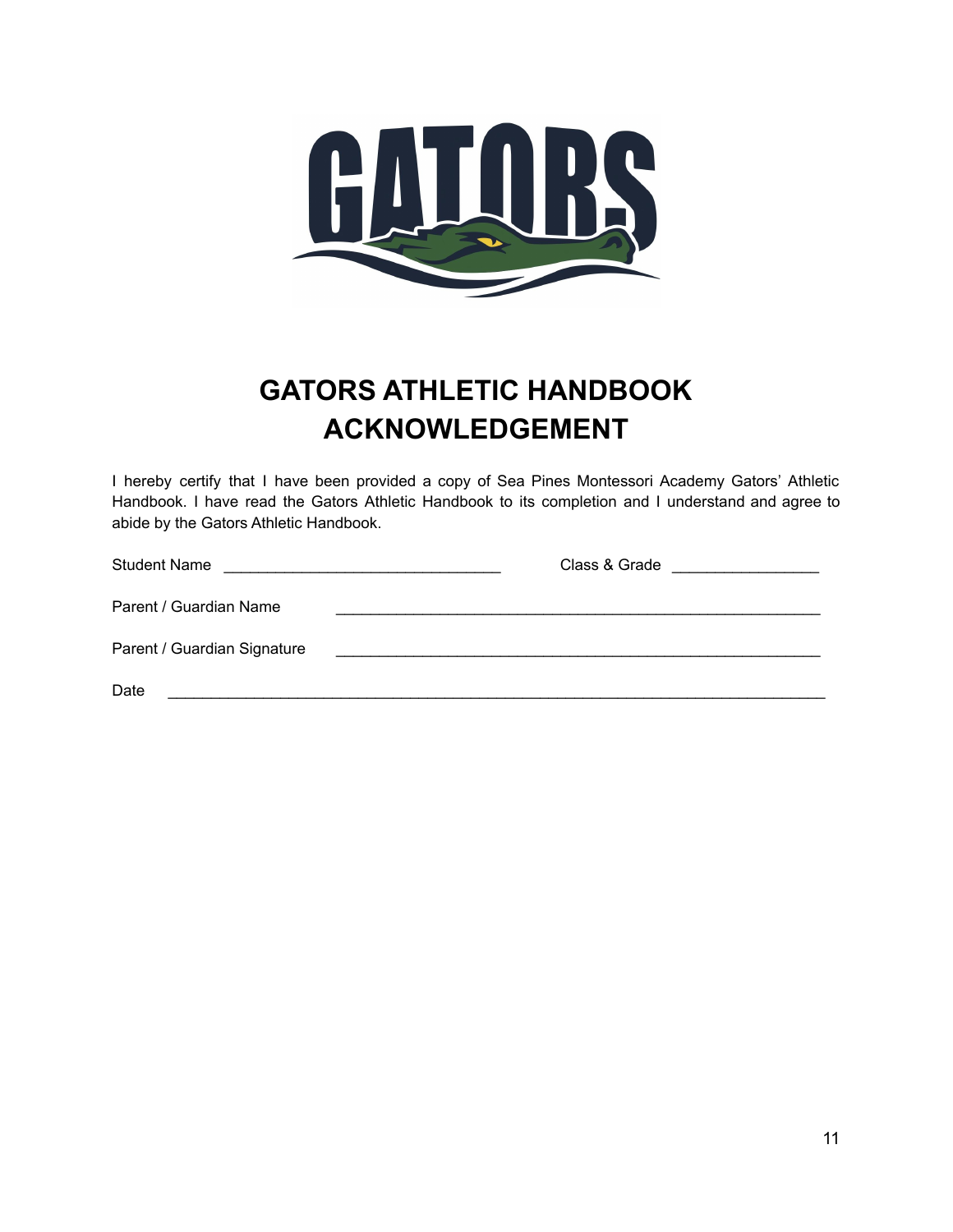# GATORS ATHLETIC HANDBOOK ACKNOWLEDGEMENT

I hereby certify that I have been provided a copy of Sea Pines Montessori Academy Gators' Athletic Handbook. I have read the Gators Athletic Handbook to its completion and I understand and agree to abide by the Gators Athletic Handbook.

Student Name ________________________________ Class & Grade ________________

Parent / Guardian Name ________________________________________________________

Parent / Guardian Signature ________________________________________________________

Date ____________________________________________________________________________